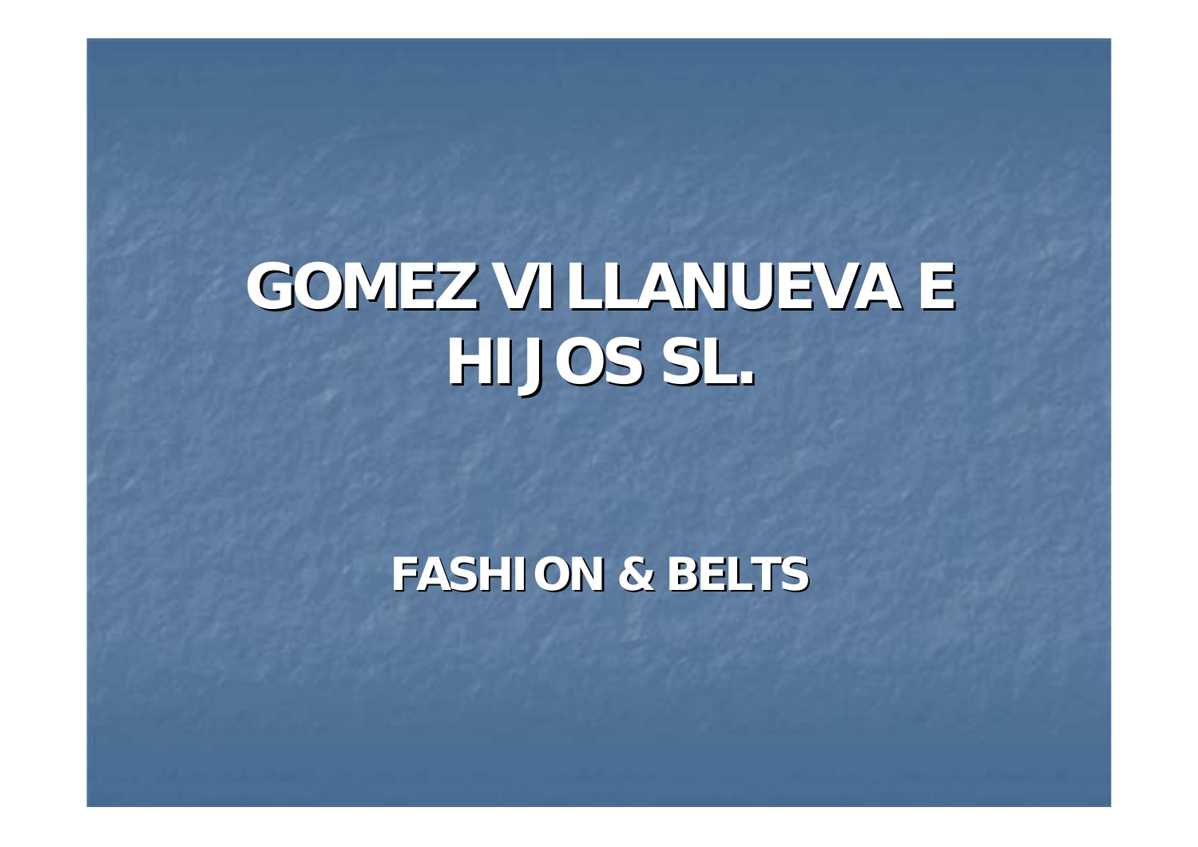# GOMEZ VILLANUEVA E HIJOS SL.

## FASHION & BELTS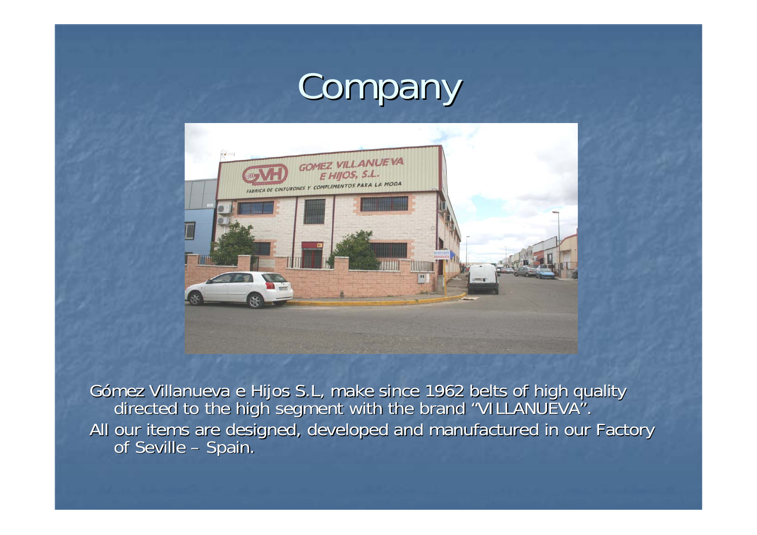# Company

Gómez Villanueva e Hijos S.L, make since 1962 belts of high quality directed to the high segment with the brand "VILLANUEVA".

All our items are designed, developed and manufactured in our Factory of Seville – Spain.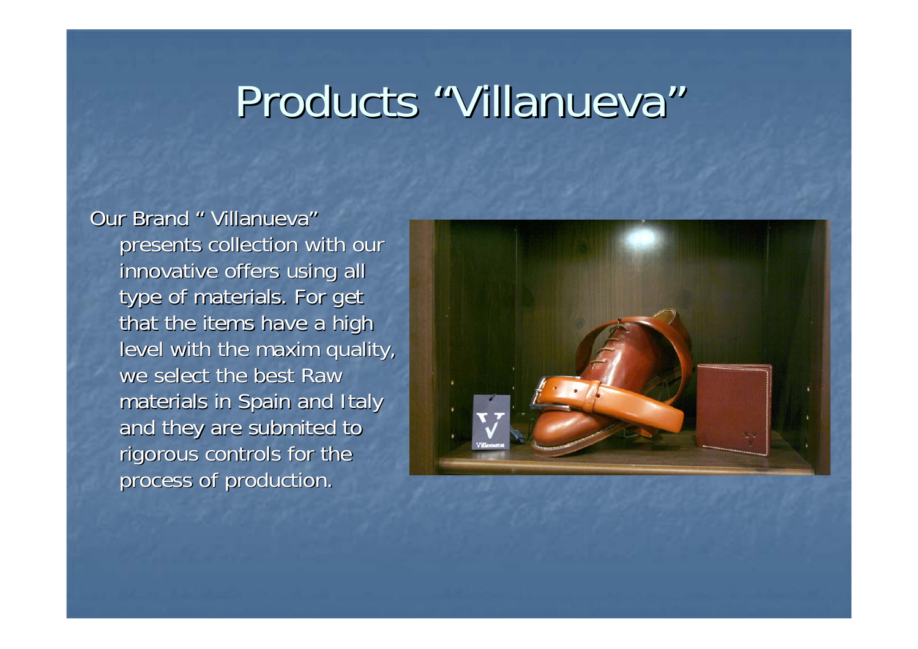# Products "Villanueva"

Our Brand " Villanueva" presents collection with our innovative offers using all type of materials. For get that the items have a high level with the maxim quality, we select the best Raw materials in Spain and Italy and they are submited to rigorous controls for the process of production.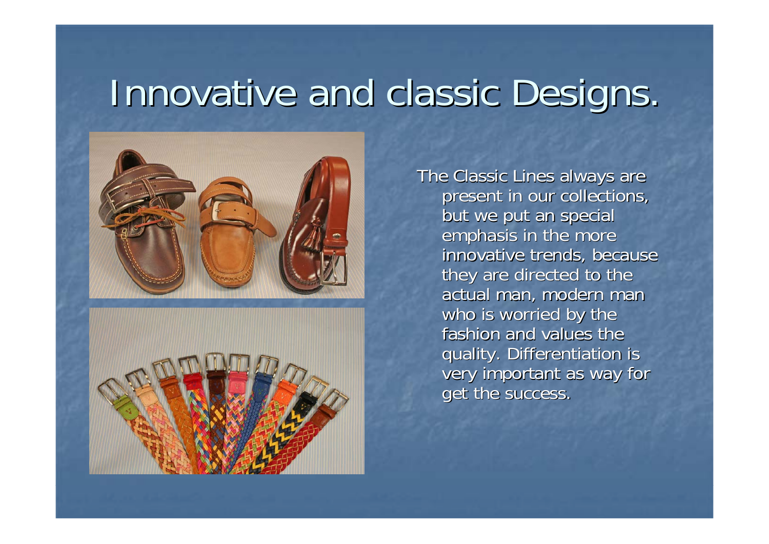# Innovative and classic Designs.

The Classic Lines always are present in our collections, but we put an special emphasis in the more innovative trends, because they are directed to the actual man, modern man who is worried by the fashion and values the quality. Differentiation is very important as way for get the success.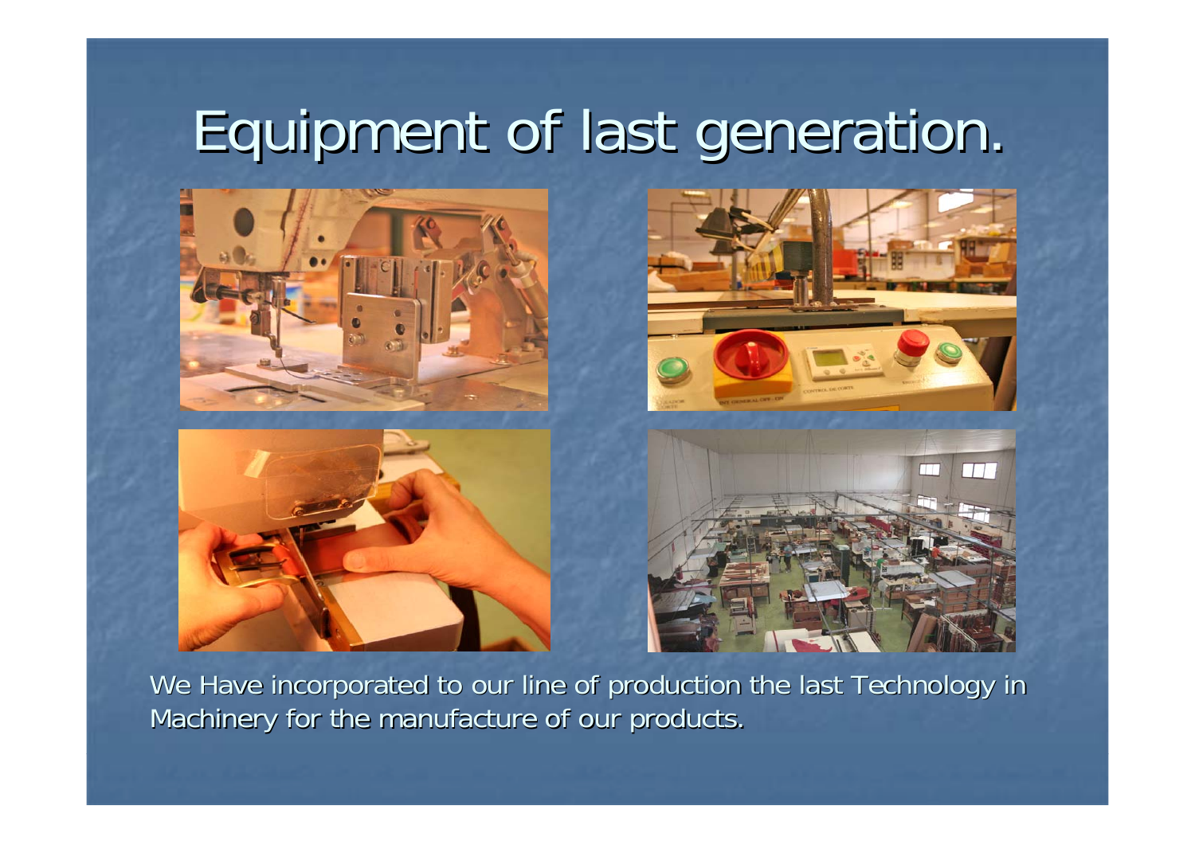# Equipment of last generation.

We Have incorporated to our line of production the last Technology in Machinery for the manufacture of our products.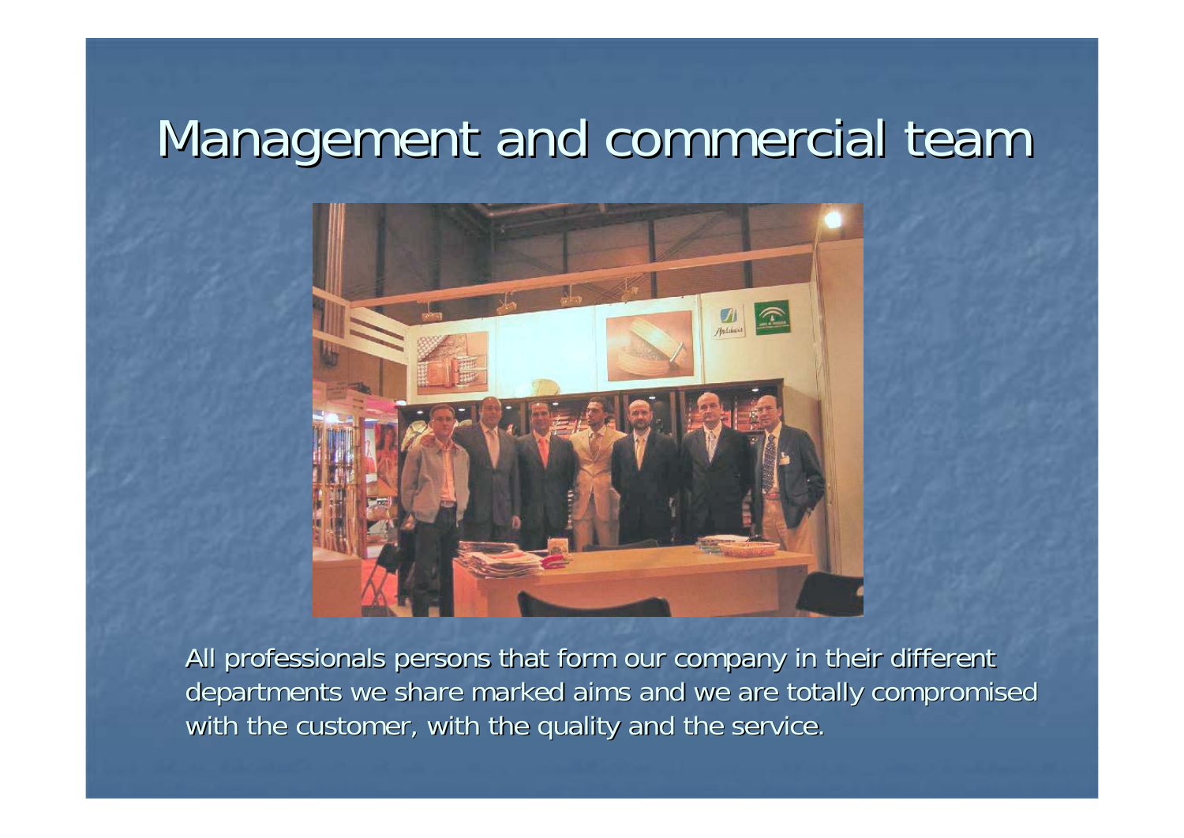# Management and commercial team

All professionals persons that form our company in their different departments we share marked aims and we are totally compromised with the customer, with the quality and the service.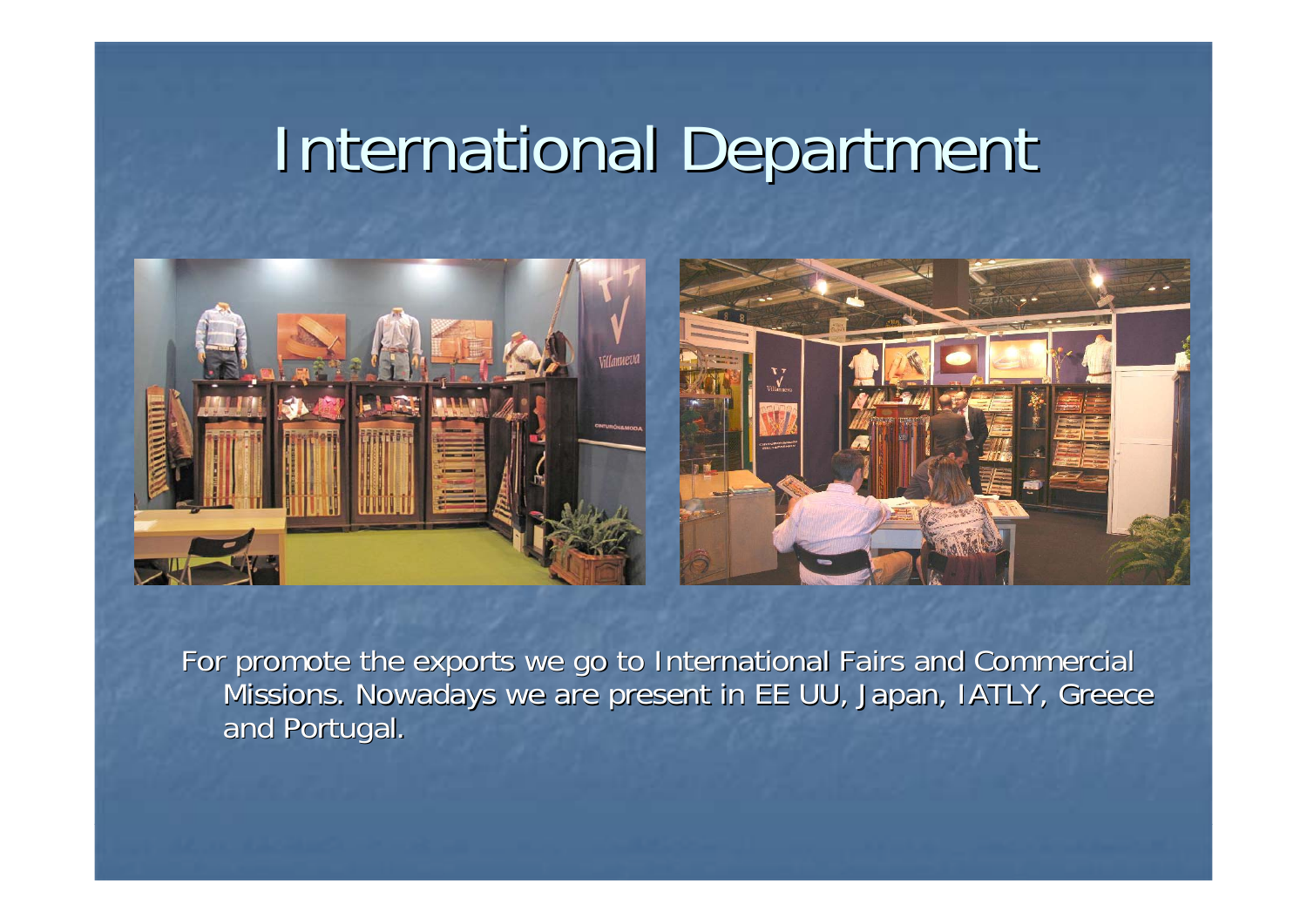# International Department

For promote the exports we go to International Fairs and Commercial Missions. Nowadays we are present in EE UU, Japan, IATLY, Greece and Portugal.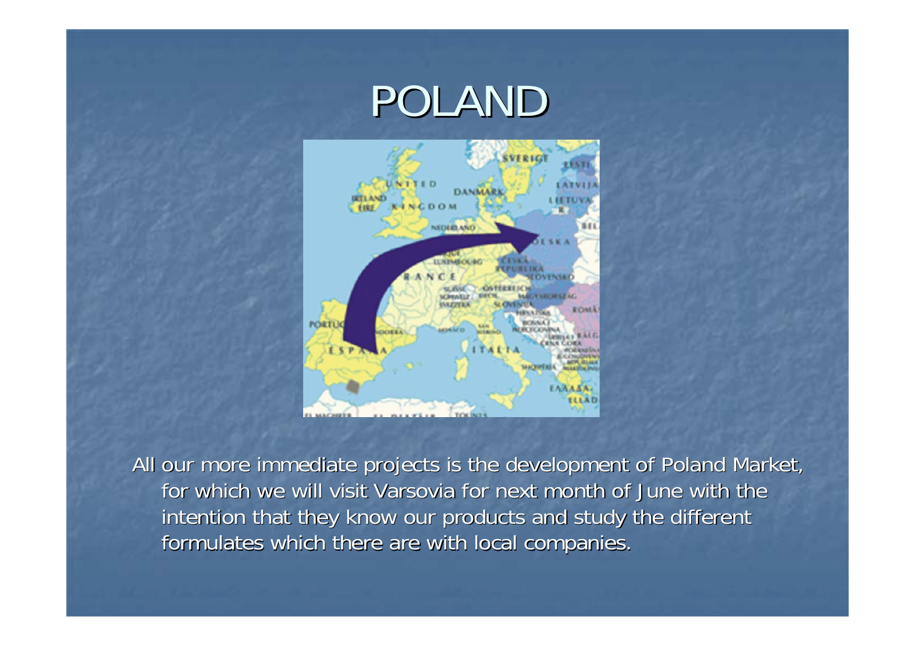# POLAND

All our more immediate projects is the development of Poland Market, for which we will visit Varsovia for next month of June with the intention that they know our products and study the different formulates which there are with local companies.